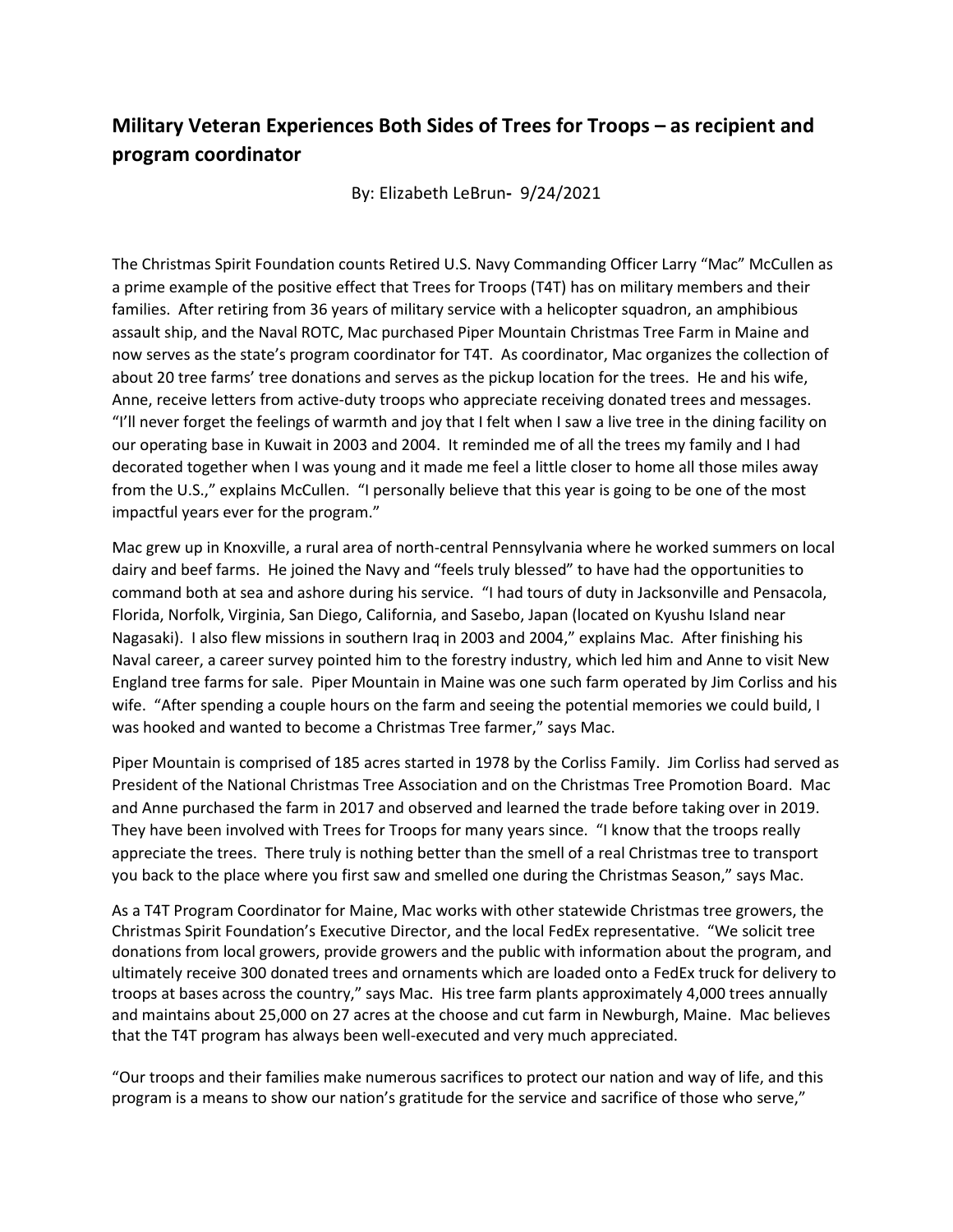## Military Veteran Experiences Both Sides of Trees for Troops – as recipient and program coordinator

By: Elizabeth LeBrun- 9/24/2021

The Christmas Spirit Foundation counts Retired U.S. Navy Commanding Officer Larry "Mac" McCullen as a prime example of the positive effect that Trees for Troops (T4T) has on military members and their families. After retiring from 36 years of military service with a helicopter squadron, an amphibious assault ship, and the Naval ROTC, Mac purchased Piper Mountain Christmas Tree Farm in Maine and now serves as the state's program coordinator for T4T. As coordinator, Mac organizes the collection of about 20 tree farms' tree donations and serves as the pickup location for the trees. He and his wife, Anne, receive letters from active-duty troops who appreciate receiving donated trees and messages. "I'll never forget the feelings of warmth and joy that I felt when I saw a live tree in the dining facility on our operating base in Kuwait in 2003 and 2004. It reminded me of all the trees my family and I had decorated together when I was young and it made me feel a little closer to home all those miles away from the U.S.," explains McCullen. "I personally believe that this year is going to be one of the most impactful years ever for the program."

Mac grew up in Knoxville, a rural area of north-central Pennsylvania where he worked summers on local dairy and beef farms. He joined the Navy and "feels truly blessed" to have had the opportunities to command both at sea and ashore during his service. "I had tours of duty in Jacksonville and Pensacola, Florida, Norfolk, Virginia, San Diego, California, and Sasebo, Japan (located on Kyushu Island near Nagasaki). I also flew missions in southern Iraq in 2003 and 2004," explains Mac. After finishing his Naval career, a career survey pointed him to the forestry industry, which led him and Anne to visit New England tree farms for sale. Piper Mountain in Maine was one such farm operated by Jim Corliss and his wife. "After spending a couple hours on the farm and seeing the potential memories we could build, I was hooked and wanted to become a Christmas Tree farmer," says Mac.

Piper Mountain is comprised of 185 acres started in 1978 by the Corliss Family. Jim Corliss had served as President of the National Christmas Tree Association and on the Christmas Tree Promotion Board. Mac and Anne purchased the farm in 2017 and observed and learned the trade before taking over in 2019. They have been involved with Trees for Troops for many years since. "I know that the troops really appreciate the trees. There truly is nothing better than the smell of a real Christmas tree to transport you back to the place where you first saw and smelled one during the Christmas Season," says Mac.

As a T4T Program Coordinator for Maine, Mac works with other statewide Christmas tree growers, the Christmas Spirit Foundation's Executive Director, and the local FedEx representative. "We solicit tree donations from local growers, provide growers and the public with information about the program, and ultimately receive 300 donated trees and ornaments which are loaded onto a FedEx truck for delivery to troops at bases across the country," says Mac. His tree farm plants approximately 4,000 trees annually and maintains about 25,000 on 27 acres at the choose and cut farm in Newburgh, Maine. Mac believes that the T4T program has always been well-executed and very much appreciated.

"Our troops and their families make numerous sacrifices to protect our nation and way of life, and this program is a means to show our nation's gratitude for the service and sacrifice of those who serve,"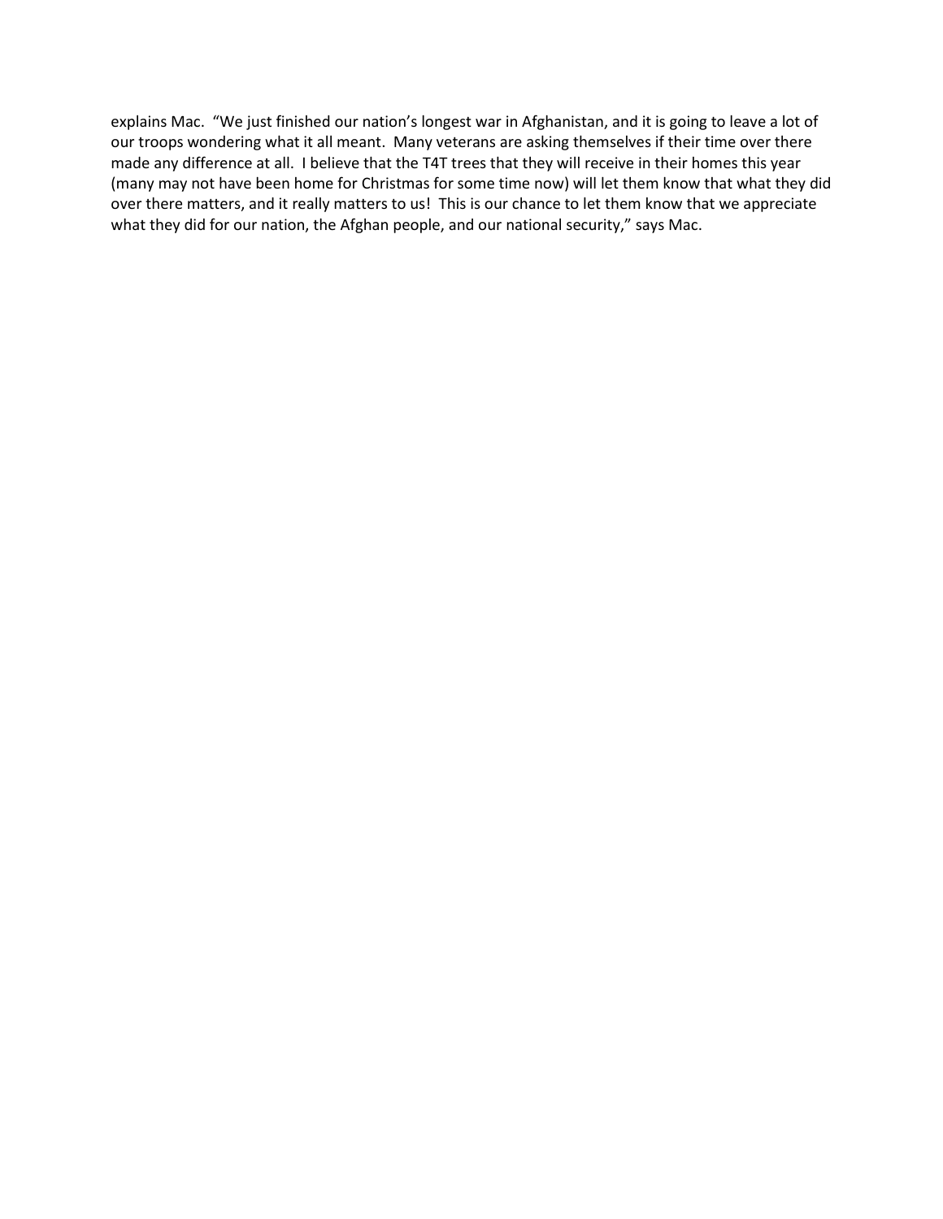explains Mac. "We just finished our nation's longest war in Afghanistan, and it is going to leave a lot of our troops wondering what it all meant. Many veterans are asking themselves if their time over there made any difference at all. I believe that the T4T trees that they will receive in their homes this year (many may not have been home for Christmas for some time now) will let them know that what they did over there matters, and it really matters to us! This is our chance to let them know that we appreciate what they did for our nation, the Afghan people, and our national security," says Mac.